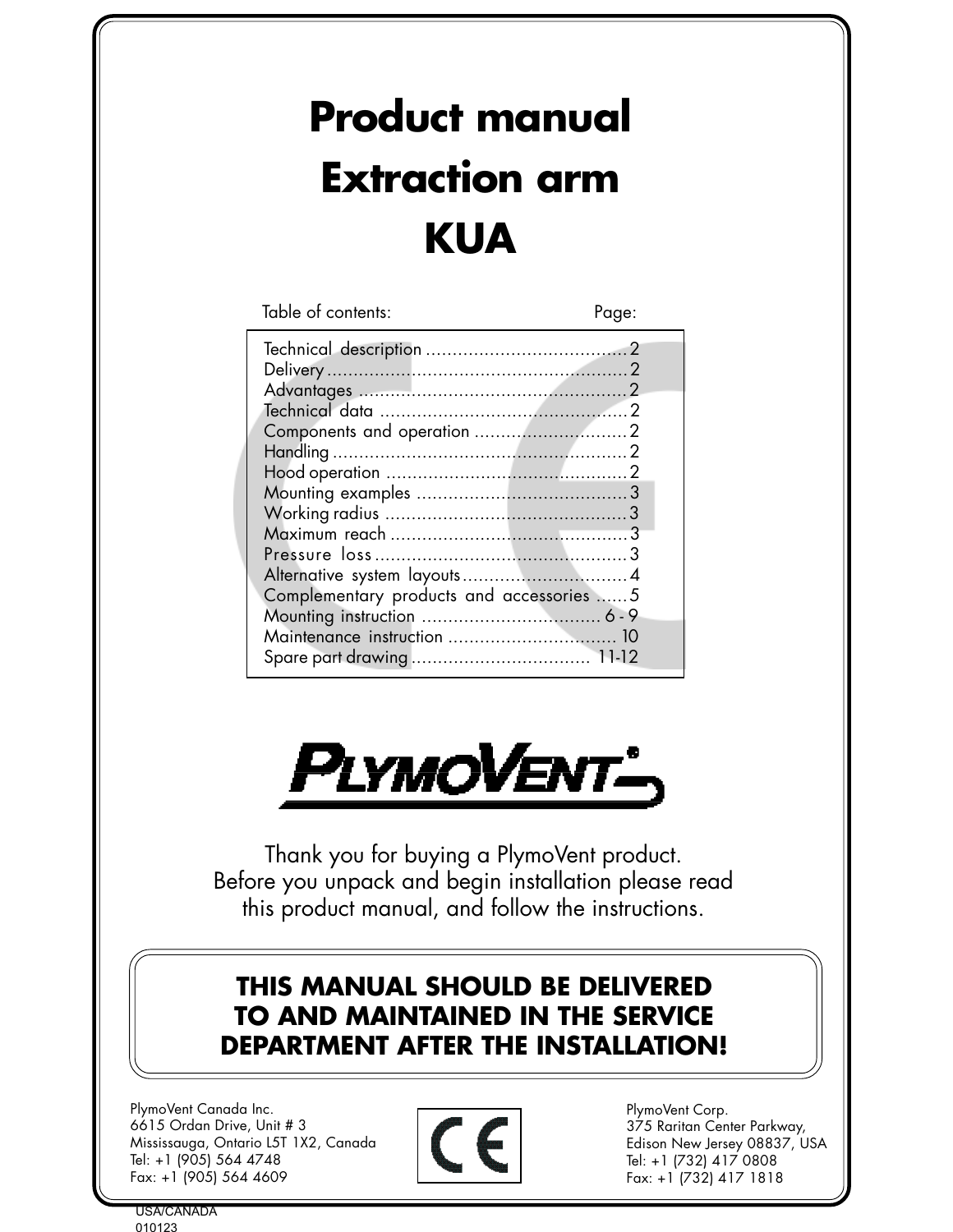# Product manual
# Extraction arm
# KUA

| Table of contents: | Page: |
|---|---|
| Technical description | 2 |
| Delivery | 2 |
| Advantages | 2 |
| Technical data | 2 |
| Components and operation | 2 |
| Handling | 2 |
| Hood operation | 2 |
| Mounting examples | 3 |
| Working radius | 3 |
| Maximum reach | 3 |
| Pressure loss | 3 |
| Alternative system layouts | 4 |
| Complementary products and accessories | 5 |
| Mounting instruction | 6 - 9 |
| Maintenance instruction | 10 |
| Spare part drawing | 11-12 |

PLYMOVENT®

Thank you for buying a PlymoVent product.
Before you unpack and begin installation please read this product manual, and follow the instructions.

**THIS MANUAL SHOULD BE DELIVERED TO AND MAINTAINED IN THE SERVICE DEPARTMENT AFTER THE INSTALLATION!**

PlymoVent Canada Inc.
6615 Ordan Drive, Unit # 3
Mississauga, Ontario L5T 1X2, Canada
Tel: +1 (905) 564 4748
Fax: +1 (905) 564 4609

CE

PlymoVent Corp.
375 Raritan Center Parkway,
Edison New Jersey 08837, USA
Tel: +1 (732) 417 0808
Fax: +1 (732) 417 1818

USA/CANADA
010123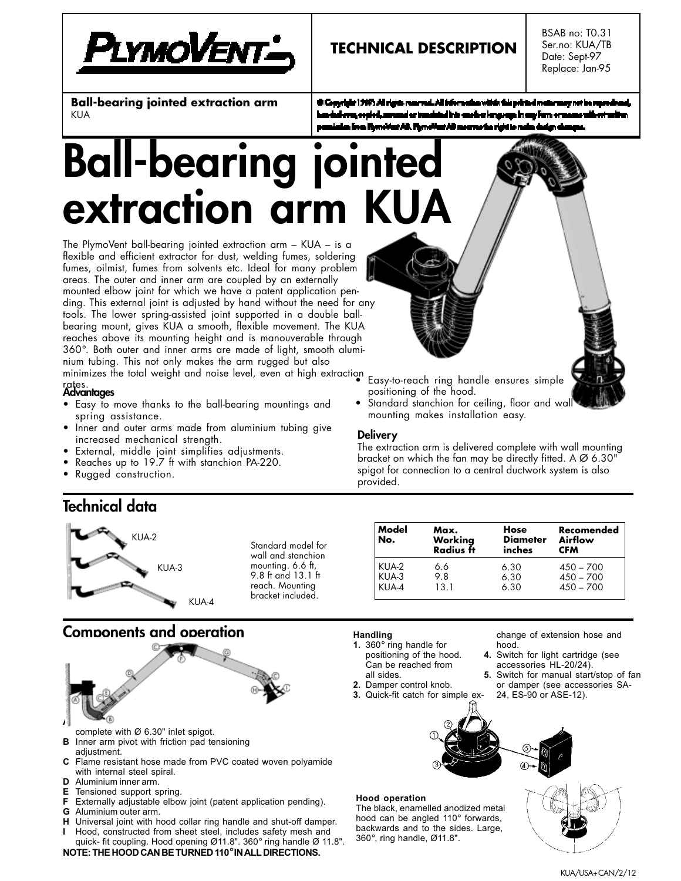| | TECHNICAL DESCRIPTION | BSAB no: T0.31<br>Ser.no: KUA/TB<br>Date: Sept-97<br>Replace: Jan-95 |
|---|---|---|

**Ball-bearing jointed extraction arm**
KUA

© Copyright 1997. All rights reserved. All information within this printed matter may not be reproduced, handed over, copied, scanned or translated into another language in any form or means without written permission from PlymoVent AB. PlymoVent AB reserves the right to make design changes.

# Ball-bearing jointed extraction arm KUA

The PlymoVent ball-bearing jointed extraction arm – KUA – is a flexible and efficient extractor for dust, welding fumes, soldering fumes, oilmist, fumes from solvents etc. Ideal for many problem areas. The outer and inner arm are coupled by an externally mounted elbow joint for which we have a patent application pending. This external joint is adjusted by hand without the need for any tools. The lower spring-assisted joint supported in a double ball-bearing mount, gives KUA a smooth, flexible movement. The KUA reaches above its mounting height and is manouverable through 360°. Both outer and inner arms are made of light, smooth aluminium tubing. This not only makes the arm rugged but also minimizes the total weight and noise level, even at high extraction rates.

### Advantages

- Easy to move thanks to the ball-bearing mountings and spring assistance.
- Inner and outer arms made from aluminium tubing give increased mechanical strength.
- External, middle joint simplifies adjustments.
- Reaches up to 19.7 ft with stanchion PA-220.
- Rugged construction.
- Easy-to-reach ring handle ensures simple positioning of the hood.
- Standard stanchion for ceiling, floor and wall mounting makes installation easy.

### Delivery

The extraction arm is delivered complete with wall mounting bracket on which the fan may be directly fitted. A Ø 6.30" spigot for connection to a central ductwork system is also provided.

## Technical data

KUA-2
KUA-3
KUA-4

Standard model for wall and stanchion mounting. 6.6 ft, 9.8 ft and 13.1 ft reach. Mounting bracket included.

| Model No. | Max. Working Radius ft | Hose Diameter inches | Recomended Airflow CFM |
|---|---|---|---|
| KUA-2 | 6.6 | 6.30 | 450 – 700 |
| KUA-3 | 9.8 | 6.30 | 450 – 700 |
| KUA-4 | 13.1 | 6.30 | 450 – 700 |

## Components and operation

**A** ... complete with Ø 6.30" inlet spigot.
**B** Inner arm pivot with friction pad tensioning adjustment.
**C** Flame resistant hose made from PVC coated woven polyamide with internal steel spiral.
**D** Aluminium inner arm.
**E** Tensioned support spring.
**F** Externally adjustable elbow joint (patent application pending).
**G** Aluminium outer arm.
**H** Universal joint with hood collar ring handle and shut-off damper.
**I** Hood, constructed from sheet steel, includes safety mesh and quick- fit coupling. Hood opening Ø11.8". 360° ring handle Ø 11.8".

**NOTE: THE HOOD CAN BE TURNED 110° IN ALL DIRECTIONS.**

### Handling

1. 360° ring handle for positioning of the hood. Can be reached from all sides.
2. Damper control knob.
3. Quick-fit catch for simple exchange of extension hose and hood.
4. Switch for light cartridge (see accessories HL-20/24).
5. Switch for manual start/stop of fan or damper (see accessories SA-24, ES-90 or ASE-12).

### Hood operation

The black, enamelled anodized metal hood can be angled 110° forwards, backwards and to the sides. Large, 360°, ring handle, Ø11.8".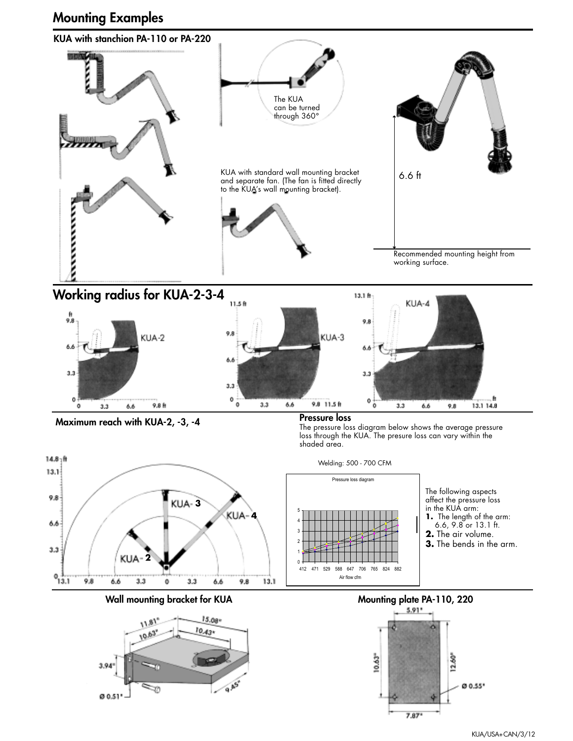# Mounting Examples

### KUA with stanchion PA-110 or PA-220

The KUA can be turned through 360°

KUA with standard wall mounting bracket and separate fan. (The fan is fitted directly to the KUA's wall mounting bracket).

6.6 ft

Recommended mounting height from working surface.

# Working radius for KUA-2-3-4

### Maximum reach with KUA-2, -3, -4

### Pressure loss

The pressure loss diagram below shows the average pressure loss through the KUA. The presure loss can vary within the shaded area.

Welding: 500 - 700 CFM

The following aspects affect the pressure loss in the KUA arm:

1. The length of the arm: 6.6, 9.8 or 13.1 ft.
2. The air volume.
3. The bends in the arm.

### Wall mounting bracket for KUA

### Mounting plate PA-110, 220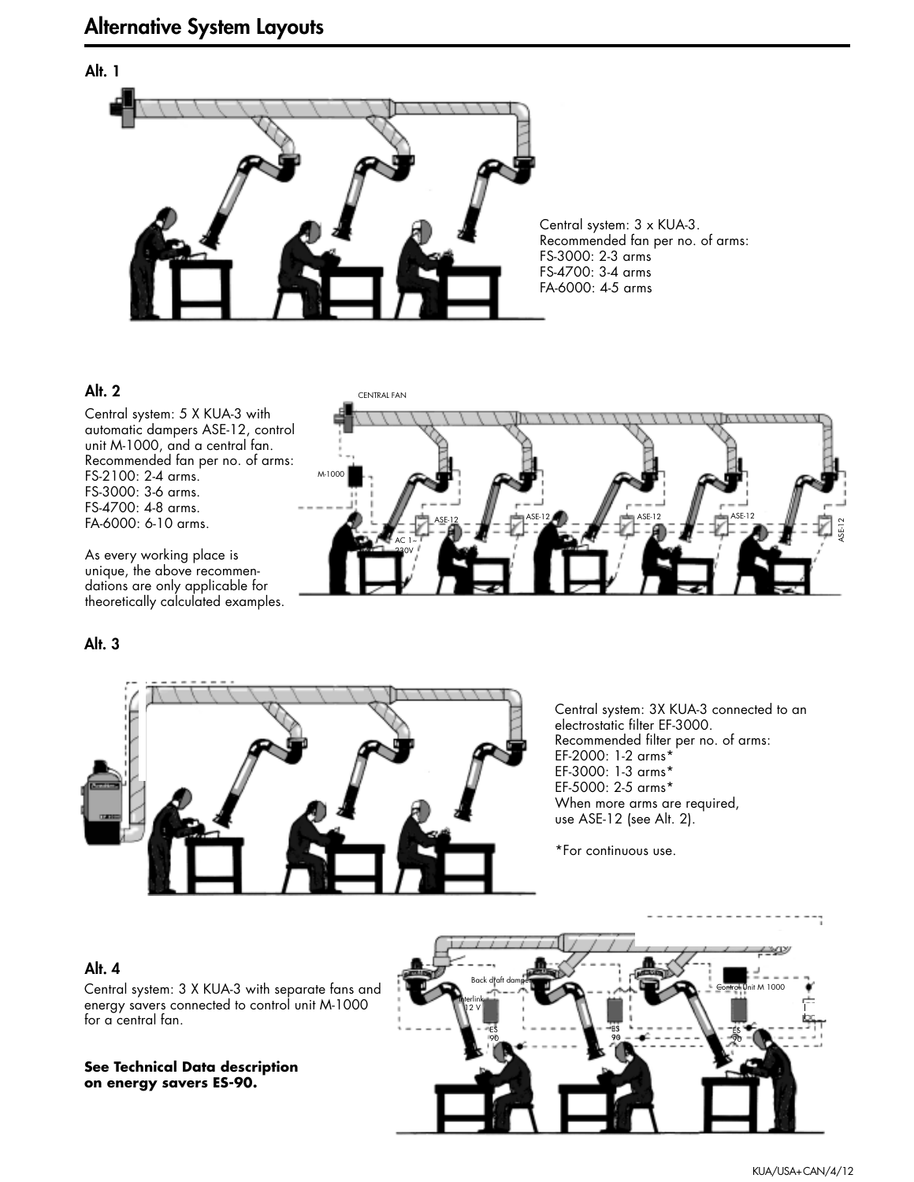# Alternative System Layouts

## Alt. 1

Central system: 3 x KUA-3.
Recommended fan per no. of arms:
FS-3000: 2-3 arms
FS-4700: 3-4 arms
FA-6000: 4-5 arms

## Alt. 2

Central system: 5 X KUA-3 with automatic dampers ASE-12, control unit M-1000, and a central fan.
Recommended fan per no. of arms:
FS-2100: 2-4 arms.
FS-3000: 3-6 arms.
FS-4700: 4-8 arms.
FA-6000: 6-10 arms.

As every working place is unique, the above recommendations are only applicable for theoretically calculated examples.

## Alt. 3

Central system: 3X KUA-3 connected to an electrostatic filter EF-3000.
Recommended filter per no. of arms:
EF-2000: 1-2 arms*
EF-3000: 1-3 arms*
EF-5000: 2-5 arms*
When more arms are required, use ASE-12 (see Alt. 2).

*For continuous use.

## Alt. 4

Central system: 3 X KUA-3 with separate fans and energy savers connected to control unit M-1000 for a central fan.

**See Technical Data description on energy savers ES-90.**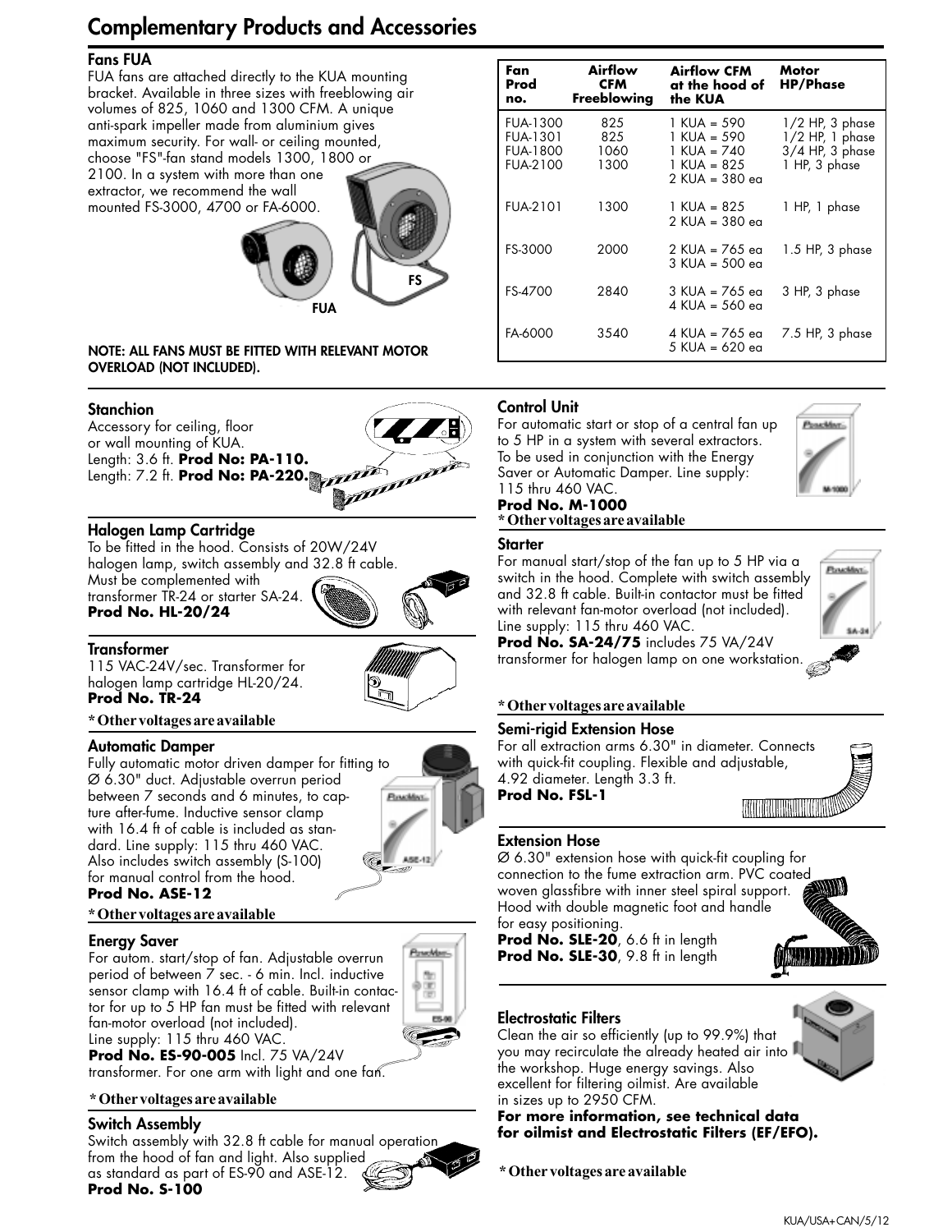# Complementary Products and Accessories

## Fans FUA

FUA fans are attached directly to the KUA mounting bracket. Available in three sizes with freeblowing air volumes of 825, 1060 and 1300 CFM. A unique anti-spark impeller made from aluminium gives maximum security. For wall- or ceiling mounted, choose "FS"-fan stand models 1300, 1800 or 2100. In a system with more than one extractor, we recommend the wall mounted FS-3000, 4700 or FA-6000.

FS

FUA

**NOTE: ALL FANS MUST BE FITTED WITH RELEVANT MOTOR OVERLOAD (NOT INCLUDED).**

| Fan Prod no. | Airflow CFM Freeblowing | Airflow CFM at the hood of the KUA | Motor HP/Phase |
|---|---|---|---|
| FUA-1300 | 825 | 1 KUA = 590 | 1/2 HP, 3 phase |
| FUA-1301 | 825 | 1 KUA = 590 | 1/2 HP, 1 phase |
| FUA-1800 | 1060 | 1 KUA = 740 | 3/4 HP, 3 phase |
| FUA-2100 | 1300 | 1 KUA = 825<br>2 KUA = 380 ea | 1 HP, 3 phase |
| FUA-2101 | 1300 | 1 KUA = 825<br>2 KUA = 380 ea | 1 HP, 1 phase |
| FS-3000 | 2000 | 2 KUA = 765 ea<br>3 KUA = 500 ea | 1.5 HP, 3 phase |
| FS-4700 | 2840 | 3 KUA = 765 ea<br>4 KUA = 560 ea | 3 HP, 3 phase |
| FA-6000 | 3540 | 4 KUA = 765 ea<br>5 KUA = 620 ea | 7.5 HP, 3 phase |

## Stanchion

Accessory for ceiling, floor or wall mounting of KUA.
Length: 3.6 ft. **Prod No: PA-110.**
Length: 7.2 ft. **Prod No: PA-220.**

## Halogen Lamp Cartridge

To be fitted in the hood. Consists of 20W/24V halogen lamp, switch assembly and 32.8 ft cable. Must be complemented with transformer TR-24 or starter SA-24.
**Prod No. HL-20/24**

## Transformer

115 VAC-24V/sec. Transformer for halogen lamp cartridge HL-20/24.
**Prod No. TR-24**

**\* Other voltages are available**

## Automatic Damper

Fully automatic motor driven damper for fitting to Ø 6.30" duct. Adjustable overrun period between 7 seconds and 6 minutes, to capture after-fume. Inductive sensor clamp with 16.4 ft of cable is included as standard. Line supply: 115 thru 460 VAC. Also includes switch assembly (S-100) for manual control from the hood.
**Prod No. ASE-12**

**\* Other voltages are available**

## Energy Saver

For autom. start/stop of fan. Adjustable overrun period of between 7 sec. - 6 min. Incl. inductive sensor clamp with 16.4 ft of cable. Built-in contactor for up to 5 HP fan must be fitted with relevant fan-motor overload (not included).
Line supply: 115 thru 460 VAC.
**Prod No. ES-90-005** Incl. 75 VA/24V transformer. For one arm with light and one fan.

**\* Other voltages are available**

## Switch Assembly

Switch assembly with 32.8 ft cable for manual operation from the hood of fan and light. Also supplied as standard as part of ES-90 and ASE-12.
**Prod No. S-100**

## Control Unit

For automatic start or stop of a central fan up to 5 HP in a system with several extractors. To be used in conjunction with the Energy Saver or Automatic Damper. Line supply: 115 thru 460 VAC.
**Prod No. M-1000**

**\* Other voltages are available**

## Starter

For manual start/stop of the fan up to 5 HP via a switch in the hood. Complete with switch assembly and 32.8 ft cable. Built-in contactor must be fitted with relevant fan-motor overload (not included). Line supply: 115 thru 460 VAC.
**Prod No. SA-24/75** includes 75 VA/24V transformer for halogen lamp on one workstation.

**\* Other voltages are available**

## Semi-rigid Extension Hose

For all extraction arms 6.30" in diameter. Connects with quick-fit coupling. Flexible and adjustable, 4.92 diameter. Length 3.3 ft.
**Prod No. FSL-1**

## Extension Hose

Ø 6.30" extension hose with quick-fit coupling for connection to the fume extraction arm. PVC coated woven glassfibre with inner steel spiral support. Hood with double magnetic foot and handle for easy positioning.
**Prod No. SLE-20**, 6.6 ft in length
**Prod No. SLE-30**, 9.8 ft in length

## Electrostatic Filters

Clean the air so efficiently (up to 99.9%) that you may recirculate the already heated air into the workshop. Huge energy savings. Also excellent for filtering oilmist. Are available in sizes up to 2950 CFM.
**For more information, see technical data for oilmist and Electrostatic Filters (EF/EFO).**

**\* Other voltages are available**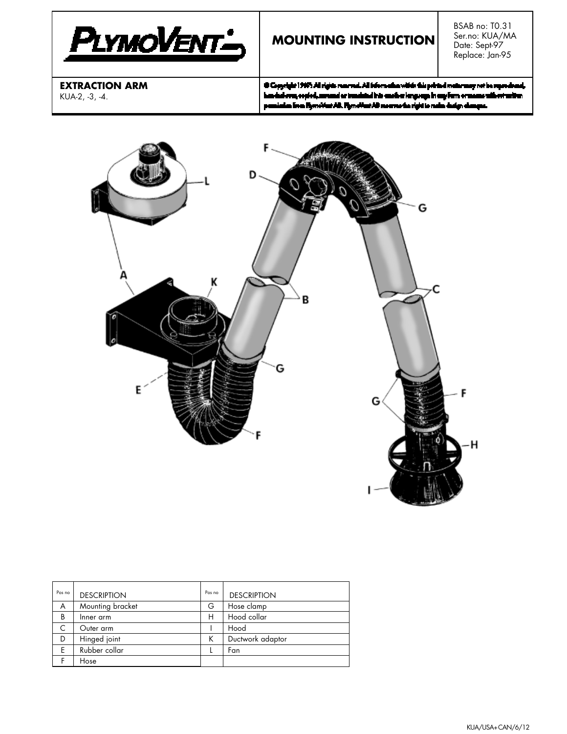| PLYMOVENT | MOUNTING INSTRUCTION | BSAB no: T0.31<br>Ser.no: KUA/MA<br>Date: Sept-97<br>Replace: Jan-95 |
|---|---|---|
| **EXTRACTION ARM**<br>KUA-2, -3, -4. | © Copyright 1997. All rights reserved. All information within this printed matter may not be reproduced, handed over, copied, scanned or translated into another language in any form or means without written permission from PlymoVent AB. PlymoVent AB reserve the right to make design changes. | |

| Pos no | DESCRIPTION | Pos no | DESCRIPTION |
|---|---|---|---|
| A | Mounting bracket | G | Hose clamp |
| B | Inner arm | H | Hood collar |
| C | Outer arm | I | Hood |
| D | Hinged joint | K | Ductwork adaptor |
| E | Rubber collar | L | Fan |
| F | Hose | | |

KUA/USA+CAN/6/12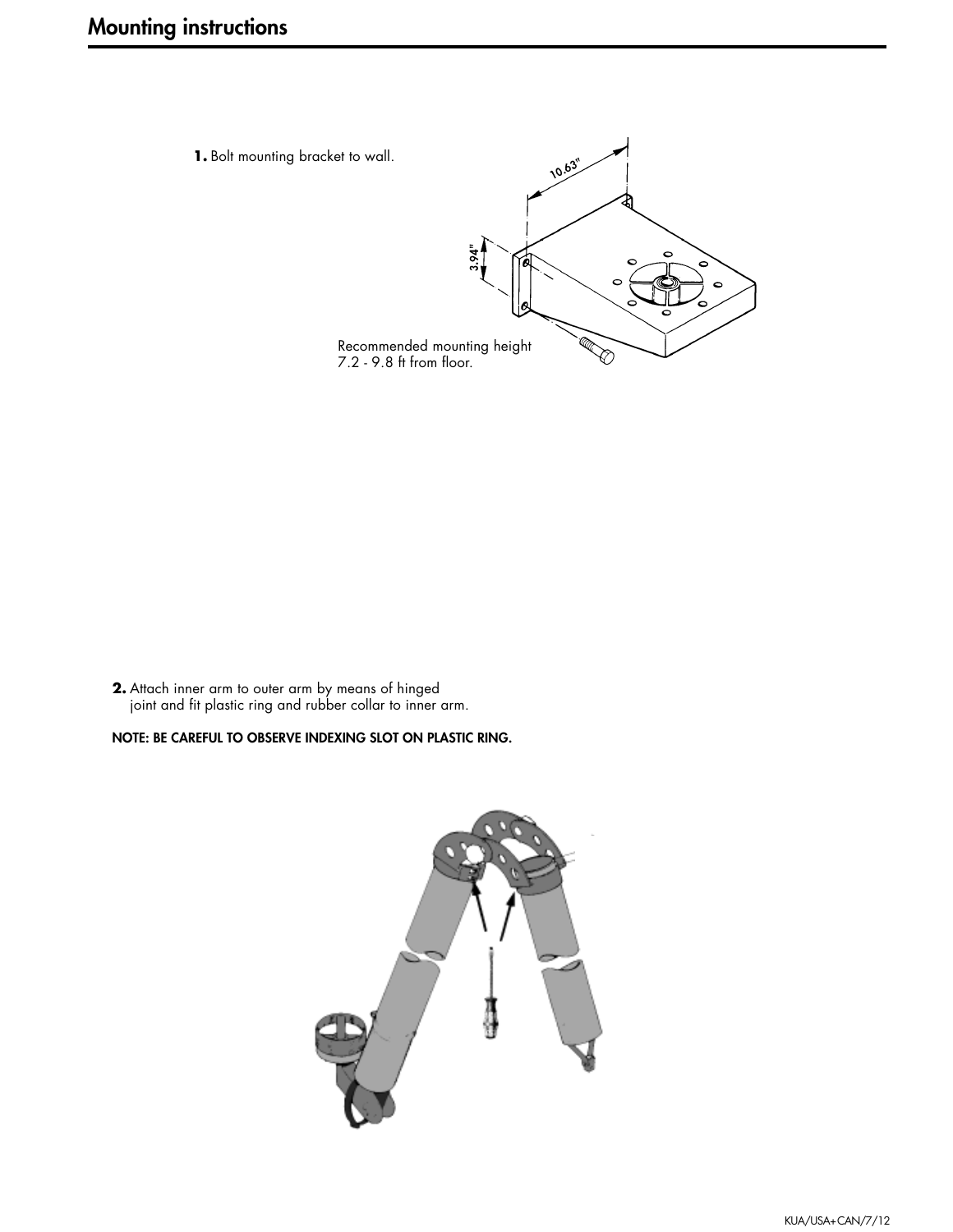# Mounting instructions

**1.** Bolt mounting bracket to wall.

10.63"

3.94"

Recommended mounting height 7.2 - 9.8 ft from floor.

**2.** Attach inner arm to outer arm by means of hinged joint and fit plastic ring and rubber collar to inner arm.

**NOTE: BE CAREFUL TO OBSERVE INDEXING SLOT ON PLASTIC RING.**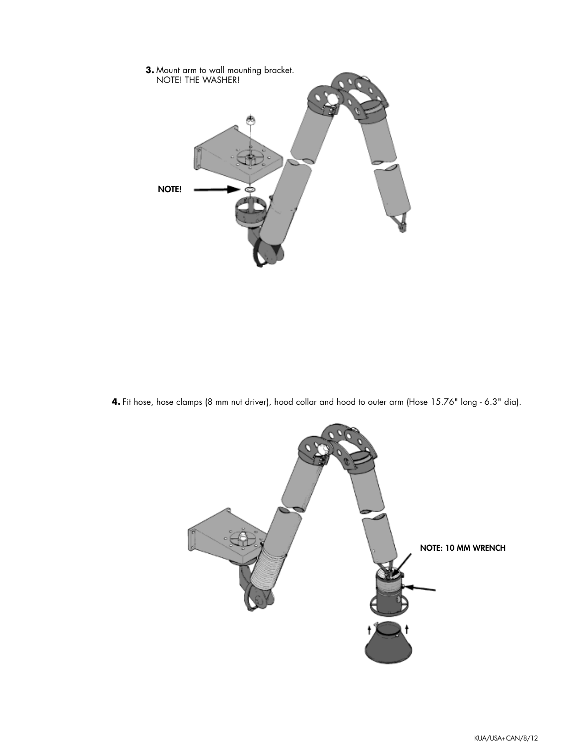**3.** Mount arm to wall mounting bracket.
NOTE! THE WASHER!

NOTE!

**4.** Fit hose, hose clamps (8 mm nut driver), hood collar and hood to outer arm (Hose 15.76" long - 6.3" dia).

NOTE: 10 MM WRENCH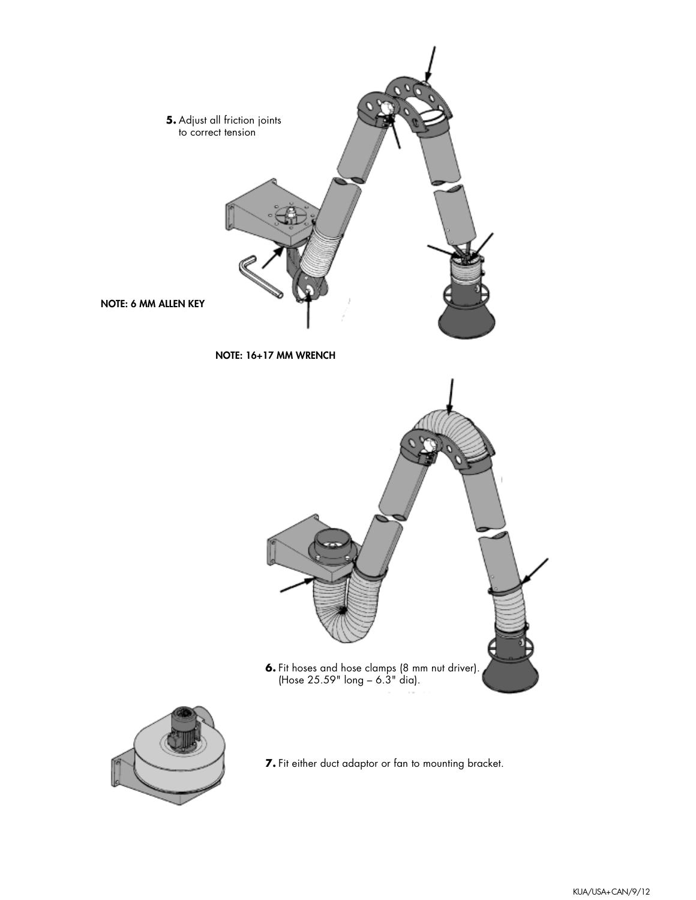**5.** Adjust all friction joints to correct tension

**NOTE: 6 MM ALLEN KEY**

**NOTE: 16+17 MM WRENCH**

**6.** Fit hoses and hose clamps (8 mm nut driver). (Hose 25.59" long – 6.3" dia).

**7.** Fit either duct adaptor or fan to mounting bracket.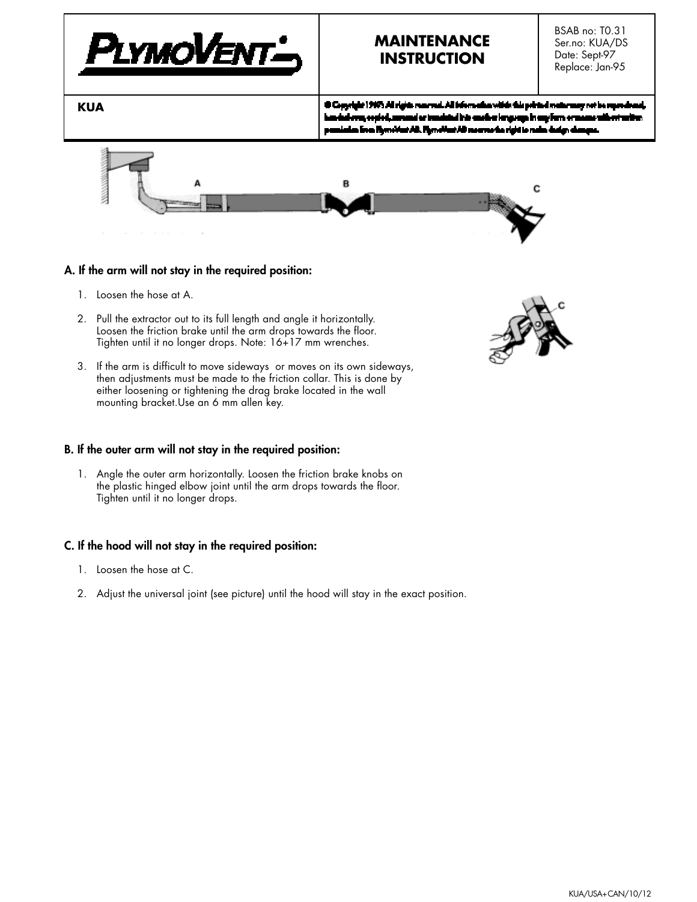| PLYMOVENT | MAINTENANCE INSTRUCTION | BSAB no: T0.31 Ser.no: KUA/DS Date: Sept-97 Replace: Jan-95 |
|---|---|---|
| KUA | © Copyright 1997. All rights reserved. All information within this printed matter may not be reproduced, handed over, copied, scanned or translated into another language in any form or means without written permission from PlymoVent AB. PlymoVent AB reserves the right to make design changes. | |

### A. If the arm will not stay in the required position:

1. Loosen the hose at A.
2. Pull the extractor out to its full length and angle it horizontally. Loosen the friction brake until the arm drops towards the floor. Tighten until it no longer drops. Note: 16+17 mm wrenches.
3. If the arm is difficult to move sideways or moves on its own sideways, then adjustments must be made to the friction collar. This is done by either loosening or tightening the drag brake located in the wall mounting bracket.Use an 6 mm allen key.

### B. If the outer arm will not stay in the required position:

1. Angle the outer arm horizontally. Loosen the friction brake knobs on the plastic hinged elbow joint until the arm drops towards the floor. Tighten until it no longer drops.

### C. If the hood will not stay in the required position:

1. Loosen the hose at C.
2. Adjust the universal joint (see picture) until the hood will stay in the exact position.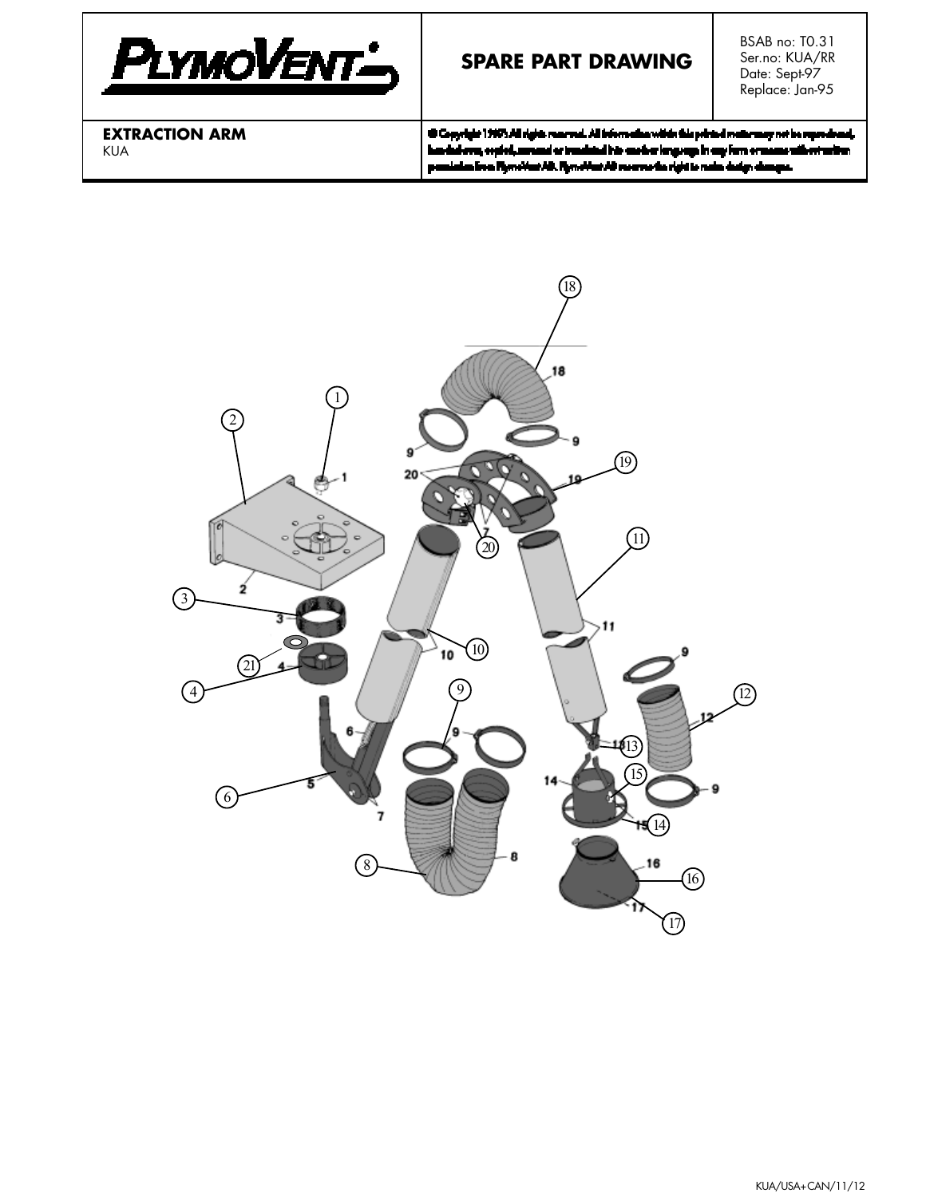| PlymoVent | **SPARE PART DRAWING** | BSAB no: T0.31<br>Ser.no: KUA/RR<br>Date: Sept-97<br>Replace: Jan-95 |
|---|---|---|
| **EXTRACTION ARM**<br>KUA | © Copyright 1997. All rights reserved. All information which this printed matter may not be reproduced, handed over, copied, screened or translated into another language in any form or means without written permission from PlymoVent AB. PlymoVent AB reserves the right to make design changes. | |

KUA/USA+CAN/11/12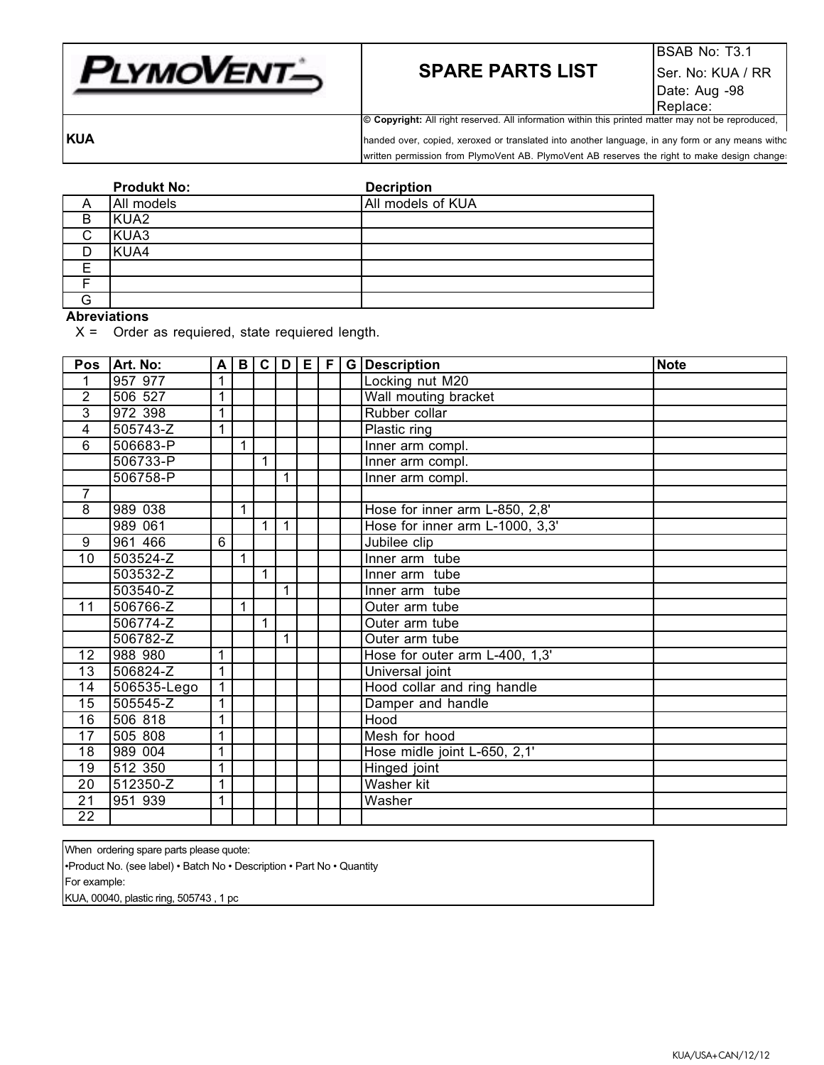| PLYMOVENT | SPARE PARTS LIST | BSAB No: T3.1<br>Ser. No: KUA / RR<br>Date: Aug -98<br>Replace: |
|---|---|---|
| **KUA** | © **Copyright:** All right reserved. All information within this printed matter may not be reproduced, handed over, copied, xeroxed or translated into another language, in any form or any means witho written permission from PlymoVent AB. PlymoVent AB reserves the right to make design change: | |

| | Produkt No: | Decription |
|---|---|---|
| A | All models | All models of KUA |
| B | KUA2 | |
| C | KUA3 | |
| D | KUA4 | |
| E | | |
| F | | |
| G | | |

**Abreviations**

X = Order as requiered, state requiered length.

| Pos | Art. No: | A | B | C | D | E | F | G | Description | Note |
|---|---|---|---|---|---|---|---|---|---|---|
| 1 | 957 977 | 1 | | | | | | | Locking nut M20 | |
| 2 | 506 527 | 1 | | | | | | | Wall mouting bracket | |
| 3 | 972 398 | 1 | | | | | | | Rubber collar | |
| 4 | 505743-Z | 1 | | | | | | | Plastic ring | |
| 6 | 506683-P | | 1 | | | | | | Inner arm compl. | |
| | 506733-P | | | 1 | | | | | Inner arm compl. | |
| | 506758-P | | | | 1 | | | | Inner arm compl. | |
| 7 | | | | | | | | | | |
| 8 | 989 038 | | 1 | | | | | | Hose for inner arm L-850, 2,8' | |
| | 989 061 | | | 1 | 1 | | | | Hose for inner arm L-1000, 3,3' | |
| 9 | 961 466 | 6 | | | | | | | Jubilee clip | |
| 10 | 503524-Z | | 1 | | | | | | Inner arm tube | |
| | 503532-Z | | | 1 | | | | | Inner arm tube | |
| | 503540-Z | | | | 1 | | | | Inner arm tube | |
| 11 | 506766-Z | | 1 | | | | | | Outer arm tube | |
| | 506774-Z | | | 1 | | | | | Outer arm tube | |
| | 506782-Z | | | | 1 | | | | Outer arm tube | |
| 12 | 988 980 | 1 | | | | | | | Hose for outer arm L-400, 1,3' | |
| 13 | 506824-Z | 1 | | | | | | | Universal joint | |
| 14 | 506535-Lego | 1 | | | | | | | Hood collar and ring handle | |
| 15 | 505545-Z | 1 | | | | | | | Damper and handle | |
| 16 | 506 818 | 1 | | | | | | | Hood | |
| 17 | 505 808 | 1 | | | | | | | Mesh for hood | |
| 18 | 989 004 | 1 | | | | | | | Hose midle joint L-650, 2,1' | |
| 19 | 512 350 | 1 | | | | | | | Hinged joint | |
| 20 | 512350-Z | 1 | | | | | | | Washer kit | |
| 21 | 951 939 | 1 | | | | | | | Washer | |
| 22 | | | | | | | | | | |

When ordering spare parts please quote:
•Product No. (see label) • Batch No • Description • Part No • Quantity
For example:
KUA, 00040, plastic ring, 505743 , 1 pc